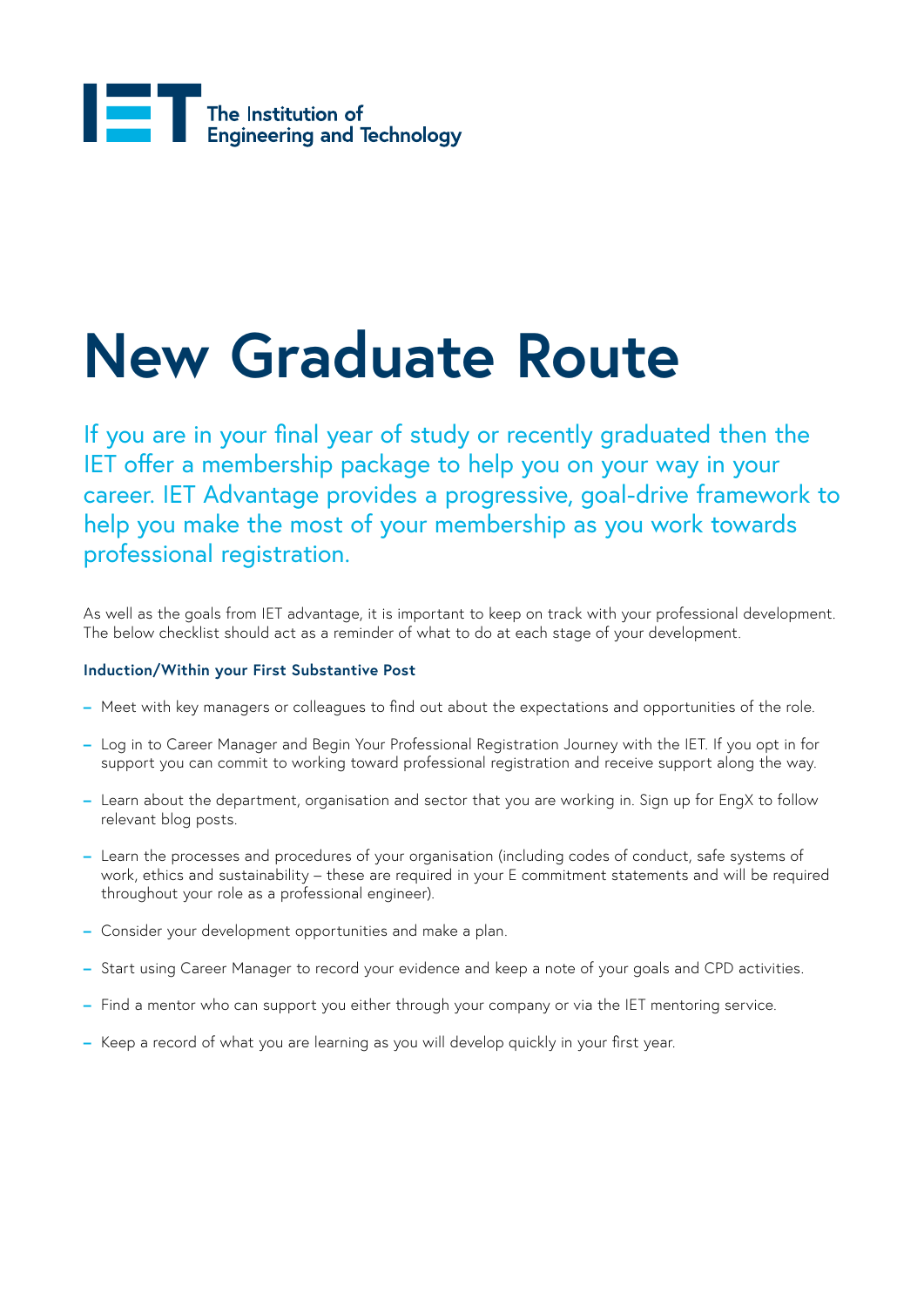The Institution of Engineering and Technology

# New Graduate Route

If you are in your final year of study or recently graduated then the IET offer a membership package to help you on your way in your career. IET Advantage provides a progressive, goal-drive framework to help you make the most of your membership as you work towards professional registration.

As well as the goals from IET advantage, it is important to keep on track with your professional development. The below checklist should act as a reminder of what to do at each stage of your development.

**Induction/Within your First Substantive Post**

- Meet with key managers or colleagues to find out about the expectations and opportunities of the role.
- Log in to Career Manager and Begin Your Professional Registration Journey with the IET. If you opt in for support you can commit to working toward professional registration and receive support along the way.
- Learn about the department, organisation and sector that you are working in. Sign up for EngX to follow relevant blog posts.
- Learn the processes and procedures of your organisation (including codes of conduct, safe systems of work, ethics and sustainability – these are required in your E commitment statements and will be required throughout your role as a professional engineer).
- Consider your development opportunities and make a plan.
- Start using Career Manager to record your evidence and keep a note of your goals and CPD activities.
- Find a mentor who can support you either through your company or via the IET mentoring service.
- Keep a record of what you are learning as you will develop quickly in your first year.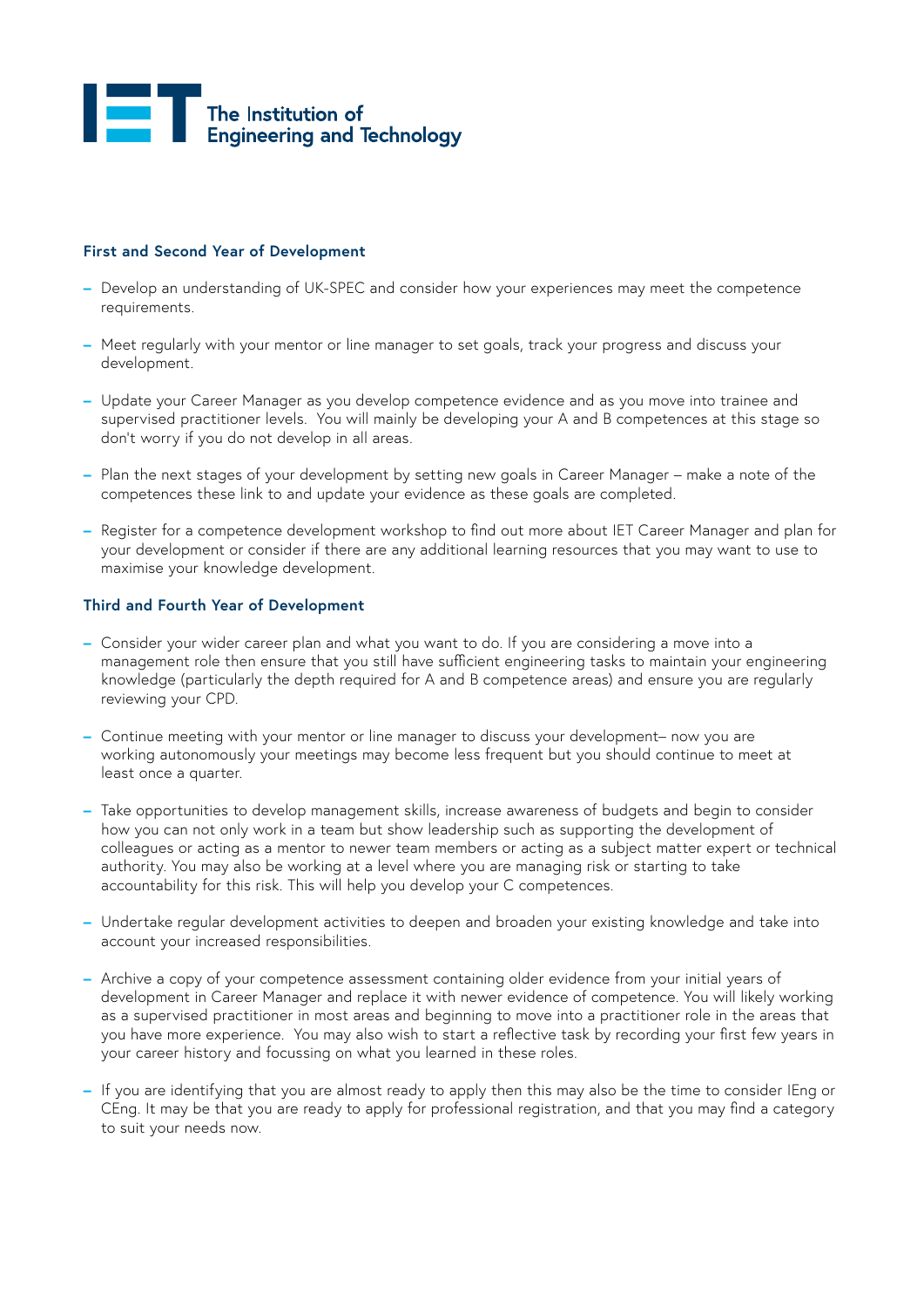### First and Second Year of Development

- Develop an understanding of UK-SPEC and consider how your experiences may meet the competence requirements.
- Meet regularly with your mentor or line manager to set goals, track your progress and discuss your development.
- Update your Career Manager as you develop competence evidence and as you move into trainee and supervised practitioner levels. You will mainly be developing your A and B competences at this stage so don't worry if you do not develop in all areas.
- Plan the next stages of your development by setting new goals in Career Manager – make a note of the competences these link to and update your evidence as these goals are completed.
- Register for a competence development workshop to find out more about IET Career Manager and plan for your development or consider if there are any additional learning resources that you may want to use to maximise your knowledge development.

### Third and Fourth Year of Development

- Consider your wider career plan and what you want to do. If you are considering a move into a management role then ensure that you still have sufficient engineering tasks to maintain your engineering knowledge (particularly the depth required for A and B competence areas) and ensure you are regularly reviewing your CPD.
- Continue meeting with your mentor or line manager to discuss your development– now you are working autonomously your meetings may become less frequent but you should continue to meet at least once a quarter.
- Take opportunities to develop management skills, increase awareness of budgets and begin to consider how you can not only work in a team but show leadership such as supporting the development of colleagues or acting as a mentor to newer team members or acting as a subject matter expert or technical authority. You may also be working at a level where you are managing risk or starting to take accountability for this risk. This will help you develop your C competences.
- Undertake regular development activities to deepen and broaden your existing knowledge and take into account your increased responsibilities.
- Archive a copy of your competence assessment containing older evidence from your initial years of development in Career Manager and replace it with newer evidence of competence. You will likely working as a supervised practitioner in most areas and beginning to move into a practitioner role in the areas that you have more experience. You may also wish to start a reflective task by recording your first few years in your career history and focussing on what you learned in these roles.
- If you are identifying that you are almost ready to apply then this may also be the time to consider IEng or CEng. It may be that you are ready to apply for professional registration, and that you may find a category to suit your needs now.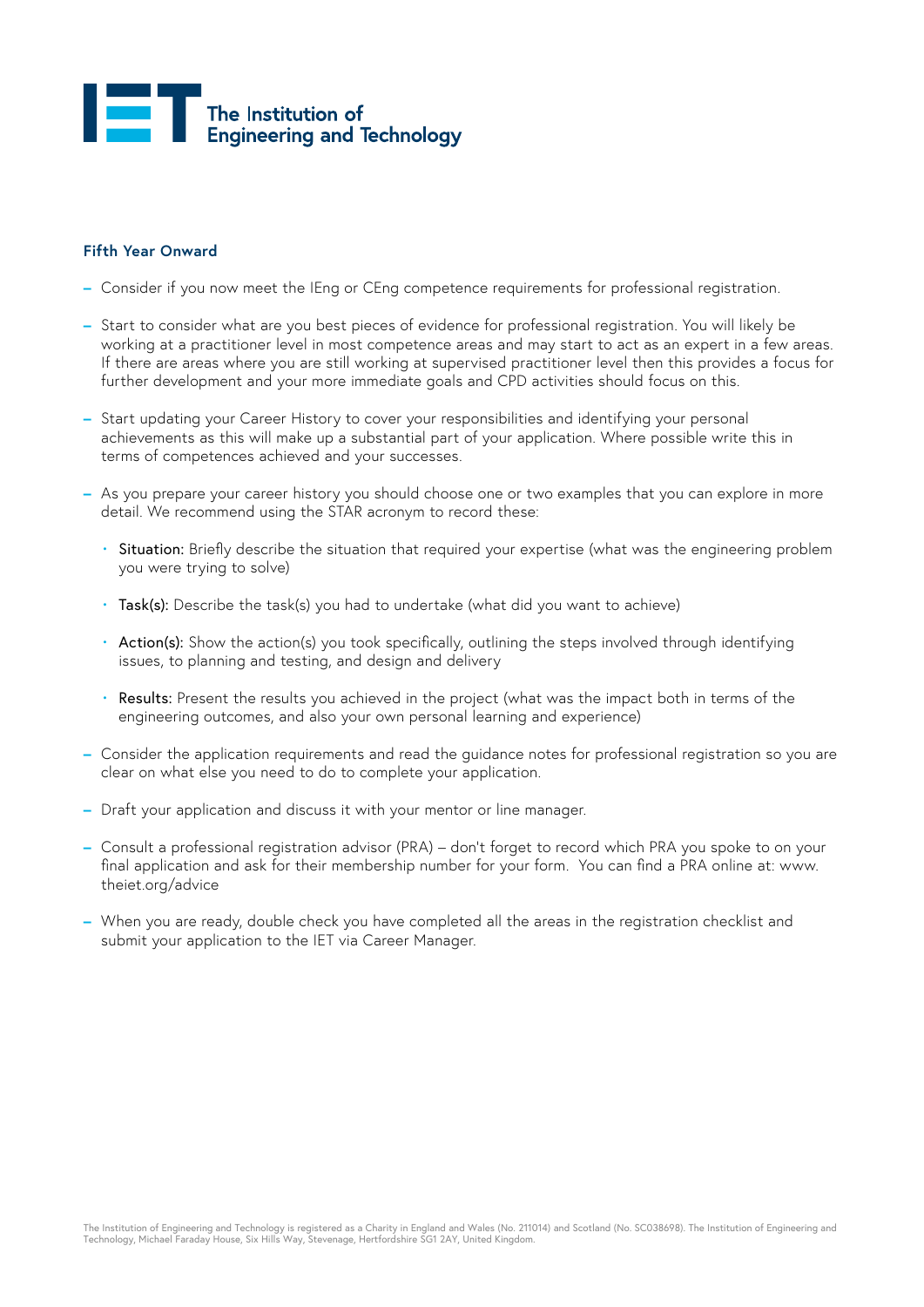### Fifth Year Onward

- Consider if you now meet the IEng or CEng competence requirements for professional registration.
- Start to consider what are you best pieces of evidence for professional registration. You will likely be working at a practitioner level in most competence areas and may start to act as an expert in a few areas. If there are areas where you are still working at supervised practitioner level then this provides a focus for further development and your more immediate goals and CPD activities should focus on this.
- Start updating your Career History to cover your responsibilities and identifying your personal achievements as this will make up a substantial part of your application. Where possible write this in terms of competences achieved and your successes.
- As you prepare your career history you should choose one or two examples that you can explore in more detail. We recommend using the STAR acronym to record these:
  - Situation: Briefly describe the situation that required your expertise (what was the engineering problem you were trying to solve)
  - Task(s): Describe the task(s) you had to undertake (what did you want to achieve)
  - Action(s): Show the action(s) you took specifically, outlining the steps involved through identifying issues, to planning and testing, and design and delivery
  - Results: Present the results you achieved in the project (what was the impact both in terms of the engineering outcomes, and also your own personal learning and experience)
- Consider the application requirements and read the guidance notes for professional registration so you are clear on what else you need to do to complete your application.
- Draft your application and discuss it with your mentor or line manager.
- Consult a professional registration advisor (PRA) – don't forget to record which PRA you spoke to on your final application and ask for their membership number for your form. You can find a PRA online at: www.theiet.org/advice
- When you are ready, double check you have completed all the areas in the registration checklist and submit your application to the IET via Career Manager.